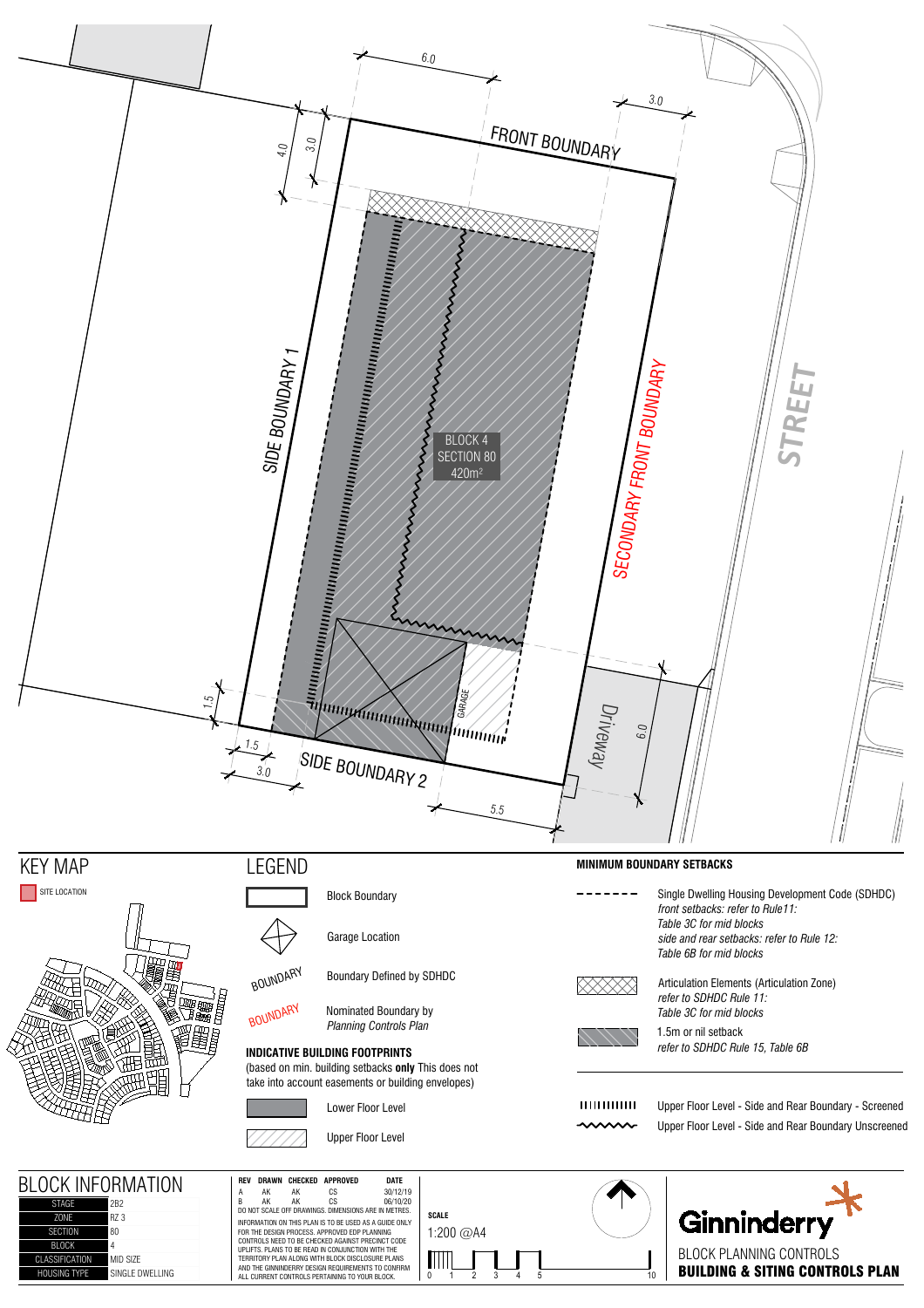FRONT BOUNDARY

SIDE BOUNDARY 1

SIDE BOUNDARY 2

SECONDARY FRONT BOUNDARY

STREET

Driveway

GARAGE

BLOCK 4
SECTION 80
420m²

6.0 3.0 4.0 3.0 1.5 1.5 3.0 5.5 6.0

## KEY MAP

SITE LOCATION

## LEGEND

- Block Boundary
- Garage Location
- BOUNDARY — Boundary Defined by SDHDC
- BOUNDARY — Nominated Boundary by *Planning Controls Plan*

**INDICATIVE BUILDING FOOTPRINTS**
(based on min. building setbacks **only** This does not take into account easements or building envelopes)

- Lower Floor Level
- Upper Floor Level

**MINIMUM BOUNDARY SETBACKS**

- Single Dwelling Housing Development Code (SDHDC) *front setbacks: refer to Rule11: Table 3C for mid blocks side and rear setbacks: refer to Rule 12: Table 6B for mid blocks*
- Articulation Elements (Articulation Zone) *refer to SDHDC Rule 11: Table 3C for mid blocks*
- 1.5m or nil setback *refer to SDHDC Rule 15, Table 6B*
- Upper Floor Level - Side and Rear Boundary - Screened
- Upper Floor Level - Side and Rear Boundary Unscreened

## BLOCK INFORMATION

| | |
|---|---|
| STAGE | 2B2 |
| ZONE | RZ 3 |
| SECTION | 80 |
| BLOCK | 4 |
| CLASSIFICATION | MID SIZE |
| HOUSING TYPE | SINGLE DWELLING |

| REV | DRAWN | CHECKED | APPROVED | DATE |
|---|---|---|---|---|
| A | AK | AK | CS | 30/12/19 |
| B | AK | AK | CS | 06/10/20 |

DO NOT SCALE OFF DRAWINGS. DIMENSIONS ARE IN METRES.

INFORMATION ON THIS PLAN IS TO BE USED AS A GUIDE ONLY FOR THE DESIGN PROCESS. APPROVED EDP PLANNING CONTROLS NEED TO BE CHECKED AGAINST PRECINCT CODE UPLIFTS. PLANS TO BE READ IN CONJUNCTION WITH THE TERRITORY PLAN ALONG WITH BLOCK DISCLOSURE PLANS AND THE GINNINDERRY DESIGN REQUIREMENTS TO CONFIRM ALL CURRENT CONTROLS PERTAINING TO YOUR BLOCK.

**SCALE**
1:200 @A4

0 1 2 3 4 5 10

Ginninderry

BLOCK PLANNING CONTROLS
**BUILDING & SITING CONTROLS PLAN**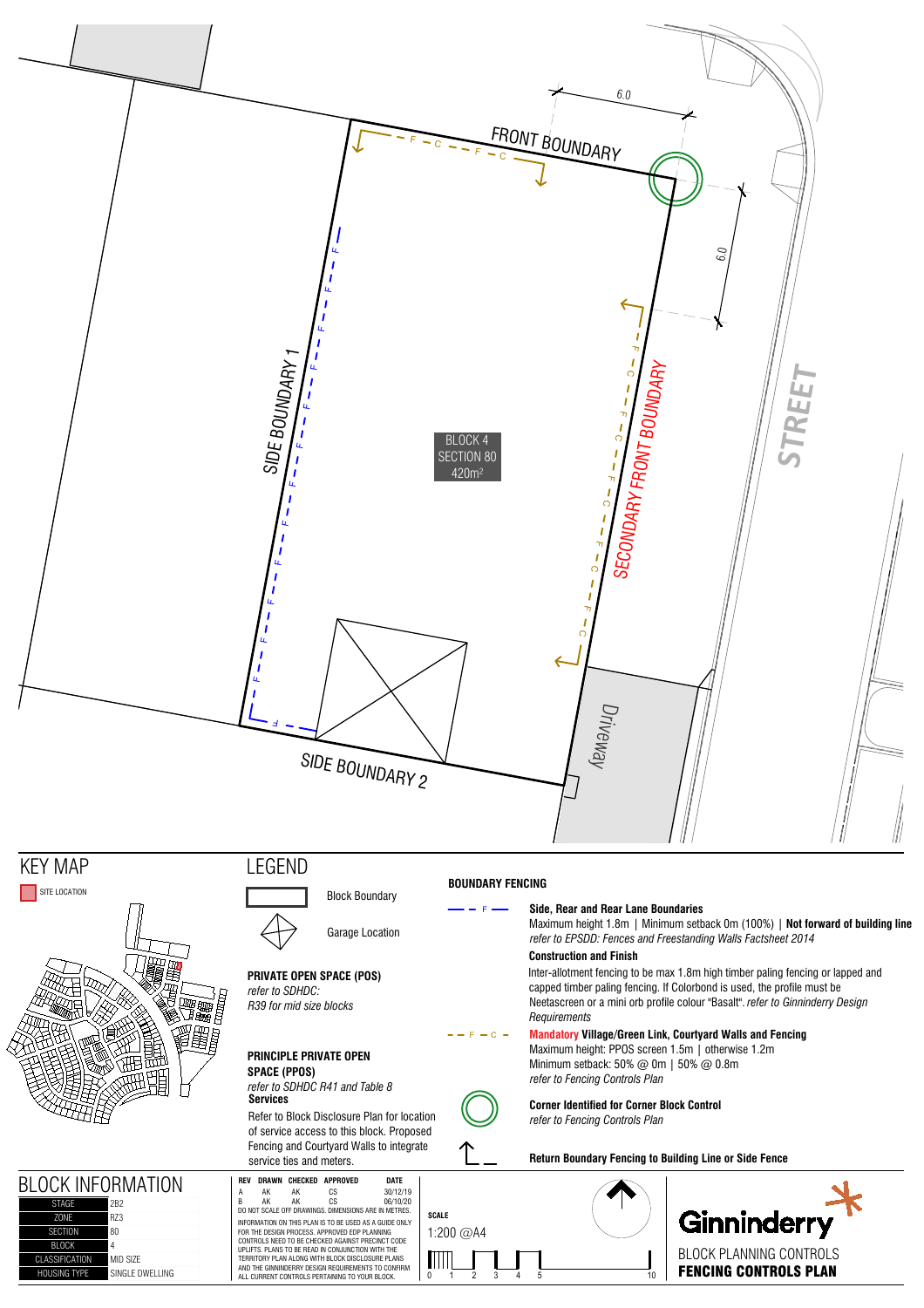FRONT BOUNDARY

6.0

6.0

SIDE BOUNDARY 1

BLOCK 4
SECTION 80
420m²

SECONDARY FRONT BOUNDARY

STREET

Driveway

SIDE BOUNDARY 2

# KEY MAP

SITE LOCATION

# LEGEND

Block Boundary

Garage Location

**PRIVATE OPEN SPACE (POS)**
*refer to SDHDC:*
*R39 for mid size blocks*

**PRINCIPLE PRIVATE OPEN SPACE (PPOS)**
*refer to SDHDC R41 and Table 8*

**Services**
Refer to Block Disclosure Plan for location of service access to this block. Proposed Fencing and Courtyard Walls to integrate service ties and meters.

**BOUNDARY FENCING**

**Side, Rear and Rear Lane Boundaries**
Maximum height 1.8m | Minimum setback 0m (100%) | **Not forward of building line**
*refer to EPSDD: Fences and Freestanding Walls Factsheet 2014*

**Construction and Finish**
Inter-allotment fencing to be max 1.8m high timber paling fencing or lapped and capped timber paling fencing. If Colorbond is used, the profile must be Neetascreen or a mini orb profile colour "Basalt". *refer to Ginninderry Design Requirements*

**Mandatory Village/Green Link, Courtyard Walls and Fencing**
Maximum height: PPOS screen 1.5m | otherwise 1.2m
Minimum setback: 50% @ 0m | 50% @ 0.8m
*refer to Fencing Controls Plan*

**Corner Identified for Corner Block Control**
*refer to Fencing Controls Plan*

**Return Boundary Fencing to Building Line or Side Fence**

# BLOCK INFORMATION

| | |
|---|---|
| STAGE | 2B2 |
| ZONE | RZ3 |
| SECTION | 80 |
| BLOCK | 4 |
| CLASSIFICATION | MID SIZE |
| HOUSING TYPE | SINGLE DWELLING |

| REV | DRAWN | CHECKED | APPROVED | DATE |
|---|---|---|---|---|
| A | AK | AK | CS | 30/12/19 |
| B | AK | AK | CS | 06/10/20 |

DO NOT SCALE OFF DRAWINGS. DIMENSIONS ARE IN METRES.

INFORMATION ON THIS PLAN IS TO BE USED AS A GUIDE ONLY FOR THE DESIGN PROCESS. APPROVED EDP PLANNING CONTROLS NEED TO BE CHECKED AGAINST PRECINCT CODE UPLIFTS. PLANS TO BE READ IN CONJUNCTION WITH THE TERRITORY PLAN ALONG WITH BLOCK DISCLOSURE PLANS AND THE GINNINDERRY DESIGN REQUIREMENTS TO CONFIRM ALL CURRENT CONTROLS PERTAINING TO YOUR BLOCK.

**SCALE**
1:200 @A4

0 1 2 3 4 5 10

Ginninderry

BLOCK PLANNING CONTROLS
**FENCING CONTROLS PLAN**